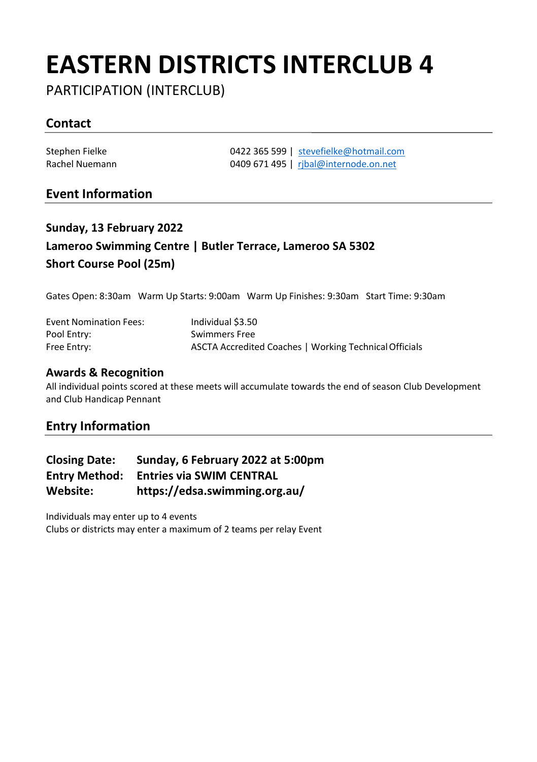# EASTERN DISTRICTS INTERCLUB 4

PARTICIPATION (INTERCLUB)

## Contact

| | |
|---|---|
| Stephen Fielke | 0422 365 599 \| stevefielke@hotmail.com |
| Rachel Nuemann | 0409 671 495 \| rjbal@internode.on.net |

## Event Information

**Sunday, 13 February 2022**

**Lameroo Swimming Centre | Butler Terrace, Lameroo SA 5302**

**Short Course Pool (25m)**

Gates Open: 8:30am Warm Up Starts: 9:00am Warm Up Finishes: 9:30am Start Time: 9:30am

| | |
|---|---|
| Event Nomination Fees: | Individual $3.50 |
| Pool Entry: | Swimmers Free |
| Free Entry: | ASCTA Accredited Coaches \| Working Technical Officials |

### Awards & Recognition

All individual points scored at these meets will accumulate towards the end of season Club Development and Club Handicap Pennant

## Entry Information

| | |
|---|---|
| **Closing Date:** | **Sunday, 6 February 2022 at 5:00pm** |
| **Entry Method:** | **Entries via SWIM CENTRAL** |
| **Website:** | **https://edsa.swimming.org.au/** |

Individuals may enter up to 4 events

Clubs or districts may enter a maximum of 2 teams per relay Event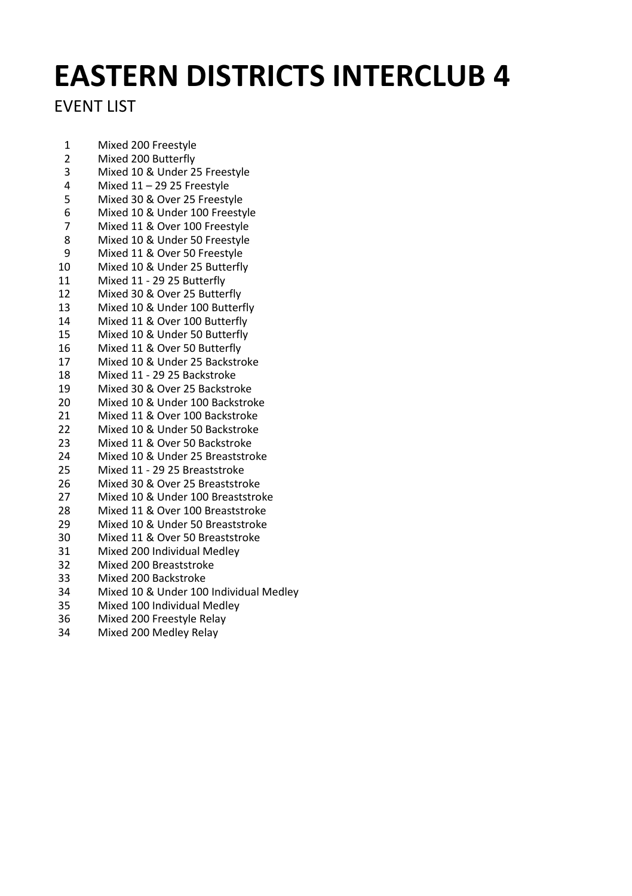# EASTERN DISTRICTS INTERCLUB 4

EVENT LIST

| | |
|---|---|
| 1 | Mixed 200 Freestyle |
| 2 | Mixed 200 Butterfly |
| 3 | Mixed 10 & Under 25 Freestyle |
| 4 | Mixed 11 – 29 25 Freestyle |
| 5 | Mixed 30 & Over 25 Freestyle |
| 6 | Mixed 10 & Under 100 Freestyle |
| 7 | Mixed 11 & Over 100 Freestyle |
| 8 | Mixed 10 & Under 50 Freestyle |
| 9 | Mixed 11 & Over 50 Freestyle |
| 10 | Mixed 10 & Under 25 Butterfly |
| 11 | Mixed 11 - 29 25 Butterfly |
| 12 | Mixed 30 & Over 25 Butterfly |
| 13 | Mixed 10 & Under 100 Butterfly |
| 14 | Mixed 11 & Over 100 Butterfly |
| 15 | Mixed 10 & Under 50 Butterfly |
| 16 | Mixed 11 & Over 50 Butterfly |
| 17 | Mixed 10 & Under 25 Backstroke |
| 18 | Mixed 11 - 29 25 Backstroke |
| 19 | Mixed 30 & Over 25 Backstroke |
| 20 | Mixed 10 & Under 100 Backstroke |
| 21 | Mixed 11 & Over 100 Backstroke |
| 22 | Mixed 10 & Under 50 Backstroke |
| 23 | Mixed 11 & Over 50 Backstroke |
| 24 | Mixed 10 & Under 25 Breaststroke |
| 25 | Mixed 11 - 29 25 Breaststroke |
| 26 | Mixed 30 & Over 25 Breaststroke |
| 27 | Mixed 10 & Under 100 Breaststroke |
| 28 | Mixed 11 & Over 100 Breaststroke |
| 29 | Mixed 10 & Under 50 Breaststroke |
| 30 | Mixed 11 & Over 50 Breaststroke |
| 31 | Mixed 200 Individual Medley |
| 32 | Mixed 200 Breaststroke |
| 33 | Mixed 200 Backstroke |
| 34 | Mixed 10 & Under 100 Individual Medley |
| 35 | Mixed 100 Individual Medley |
| 36 | Mixed 200 Freestyle Relay |
| 34 | Mixed 200 Medley Relay |